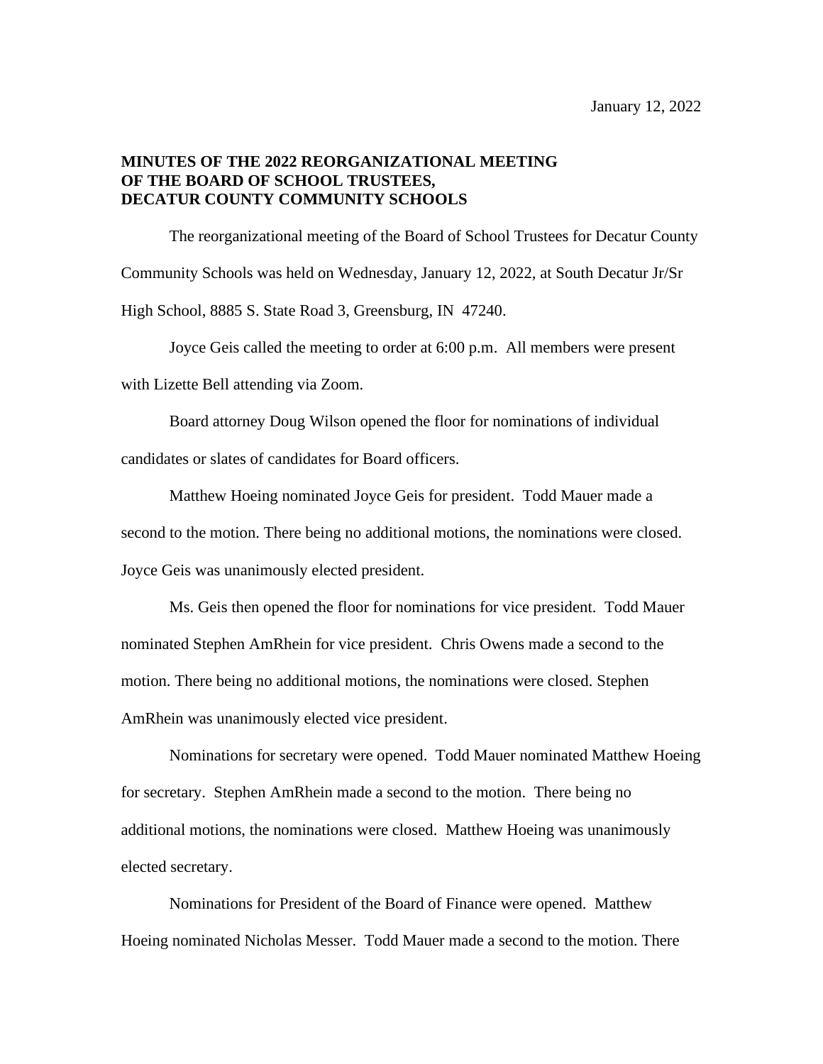January 12, 2022

**MINUTES OF THE 2022 REORGANIZATIONAL MEETING OF THE BOARD OF SCHOOL TRUSTEES, DECATUR COUNTY COMMUNITY SCHOOLS**

The reorganizational meeting of the Board of School Trustees for Decatur County Community Schools was held on Wednesday, January 12, 2022, at South Decatur Jr/Sr High School, 8885 S. State Road 3, Greensburg, IN 47240.

Joyce Geis called the meeting to order at 6:00 p.m. All members were present with Lizette Bell attending via Zoom.

Board attorney Doug Wilson opened the floor for nominations of individual candidates or slates of candidates for Board officers.

Matthew Hoeing nominated Joyce Geis for president. Todd Mauer made a second to the motion. There being no additional motions, the nominations were closed. Joyce Geis was unanimously elected president.

Ms. Geis then opened the floor for nominations for vice president. Todd Mauer nominated Stephen AmRhein for vice president. Chris Owens made a second to the motion. There being no additional motions, the nominations were closed. Stephen AmRhein was unanimously elected vice president.

Nominations for secretary were opened. Todd Mauer nominated Matthew Hoeing for secretary. Stephen AmRhein made a second to the motion. There being no additional motions, the nominations were closed. Matthew Hoeing was unanimously elected secretary.

Nominations for President of the Board of Finance were opened. Matthew Hoeing nominated Nicholas Messer. Todd Mauer made a second to the motion. There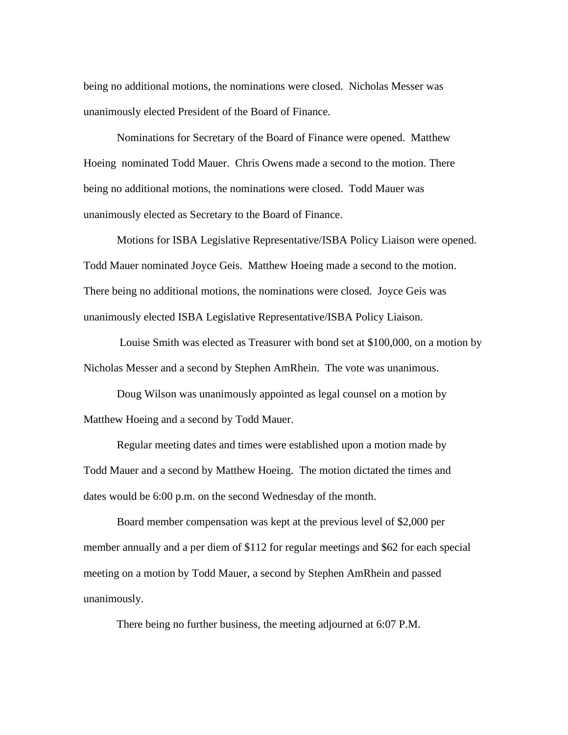being no additional motions, the nominations were closed. Nicholas Messer was unanimously elected President of the Board of Finance.

Nominations for Secretary of the Board of Finance were opened. Matthew Hoeing nominated Todd Mauer. Chris Owens made a second to the motion. There being no additional motions, the nominations were closed. Todd Mauer was unanimously elected as Secretary to the Board of Finance.

Motions for ISBA Legislative Representative/ISBA Policy Liaison were opened. Todd Mauer nominated Joyce Geis. Matthew Hoeing made a second to the motion. There being no additional motions, the nominations were closed. Joyce Geis was unanimously elected ISBA Legislative Representative/ISBA Policy Liaison.

Louise Smith was elected as Treasurer with bond set at $100,000, on a motion by Nicholas Messer and a second by Stephen AmRhein. The vote was unanimous.

Doug Wilson was unanimously appointed as legal counsel on a motion by Matthew Hoeing and a second by Todd Mauer.

Regular meeting dates and times were established upon a motion made by Todd Mauer and a second by Matthew Hoeing. The motion dictated the times and dates would be 6:00 p.m. on the second Wednesday of the month.

Board member compensation was kept at the previous level of $2,000 per member annually and a per diem of $112 for regular meetings and $62 for each special meeting on a motion by Todd Mauer, a second by Stephen AmRhein and passed unanimously.

There being no further business, the meeting adjourned at 6:07 P.M.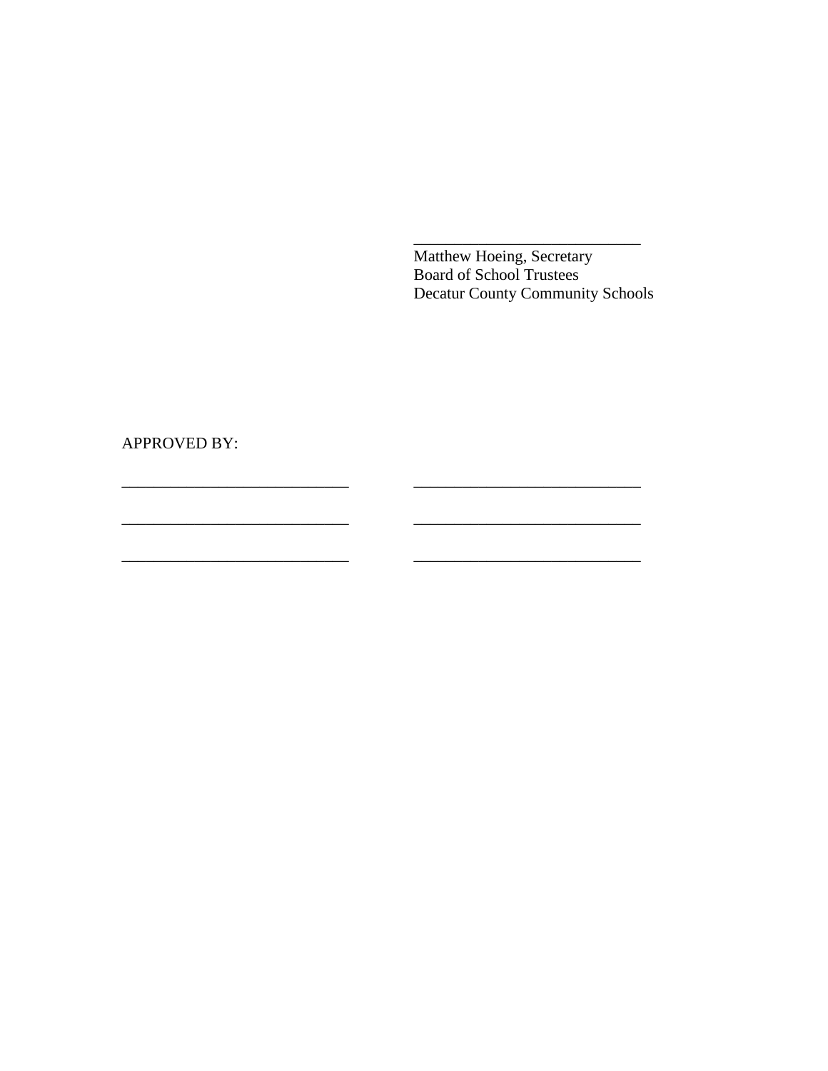\_\_\_\_\_\_\_\_\_\_\_\_\_\_\_\_\_\_\_\_\_\_\_\_\_\_\_\_
Matthew Hoeing, Secretary
Board of School Trustees
Decatur County Community Schools

APPROVED BY:

| | |
|---|---|
| \_\_\_\_\_\_\_\_\_\_\_\_\_\_\_\_\_\_\_\_\_\_\_\_\_\_\_\_ | \_\_\_\_\_\_\_\_\_\_\_\_\_\_\_\_\_\_\_\_\_\_\_\_\_\_\_\_ |
| \_\_\_\_\_\_\_\_\_\_\_\_\_\_\_\_\_\_\_\_\_\_\_\_\_\_\_\_ | \_\_\_\_\_\_\_\_\_\_\_\_\_\_\_\_\_\_\_\_\_\_\_\_\_\_\_\_ |
| \_\_\_\_\_\_\_\_\_\_\_\_\_\_\_\_\_\_\_\_\_\_\_\_\_\_\_\_ | \_\_\_\_\_\_\_\_\_\_\_\_\_\_\_\_\_\_\_\_\_\_\_\_\_\_\_\_ |